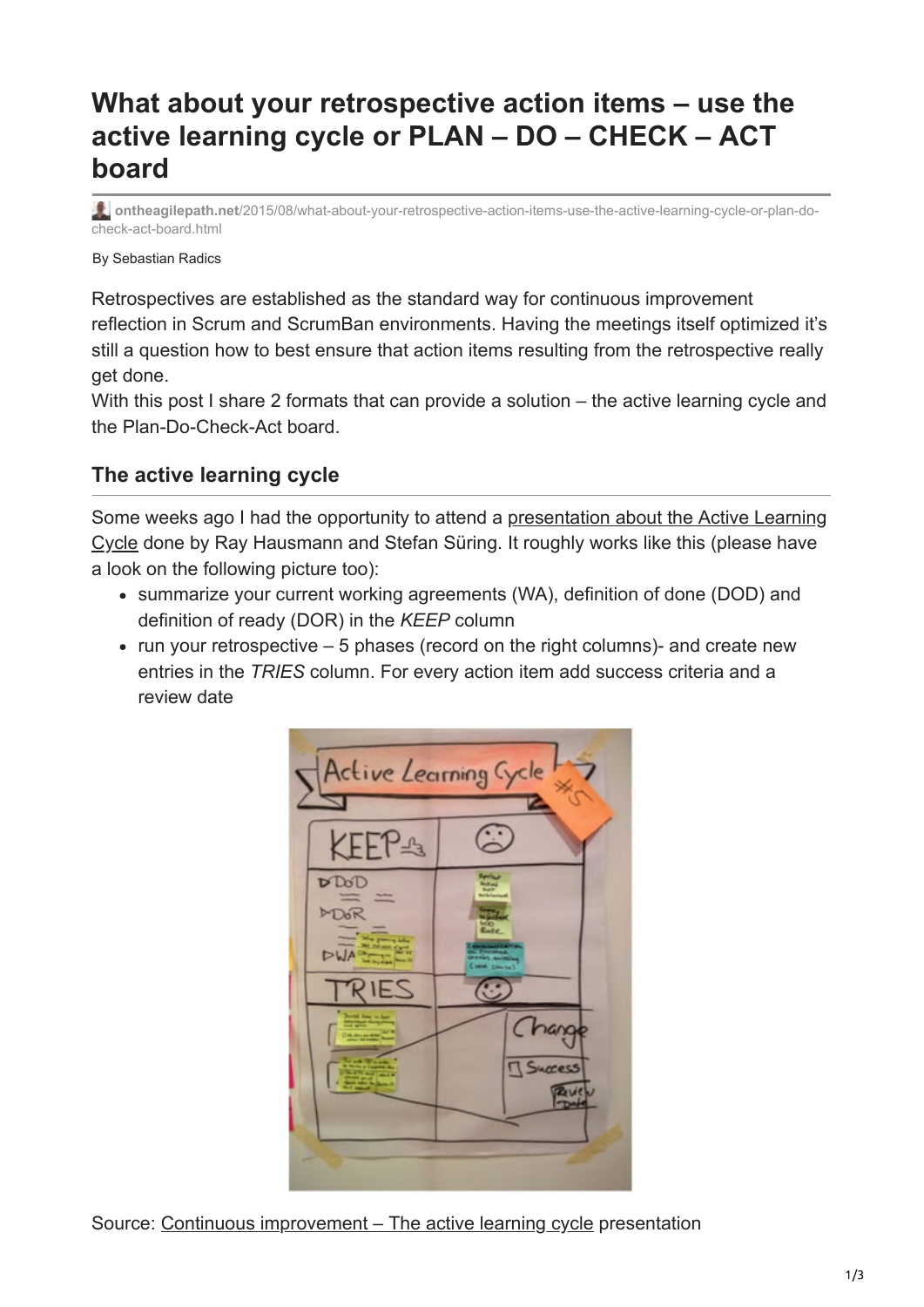# What about your retrospective action items – use the active learning cycle or PLAN – DO – CHECK – ACT board

ontheagilepath.net/2015/08/what-about-your-retrospective-action-items-use-the-active-learning-cycle-or-plan-do-check-act-board.html

By Sebastian Radics

Retrospectives are established as the standard way for continuous improvement reflection in Scrum and ScrumBan environments. Having the meetings itself optimized it's still a question how to best ensure that action items resulting from the retrospective really get done.
With this post I share 2 formats that can provide a solution – the active learning cycle and the Plan-Do-Check-Act board.

## The active learning cycle

Some weeks ago I had the opportunity to attend a presentation about the Active Learning Cycle done by Ray Hausmann and Stefan Süring. It roughly works like this (please have a look on the following picture too):

- summarize your current working agreements (WA), definition of done (DOD) and definition of ready (DOR) in the *KEEP* column
- run your retrospective – 5 phases (record on the right columns)- and create new entries in the *TRIES* column. For every action item add success criteria and a review date

Source: Continuous improvement – The active learning cycle presentation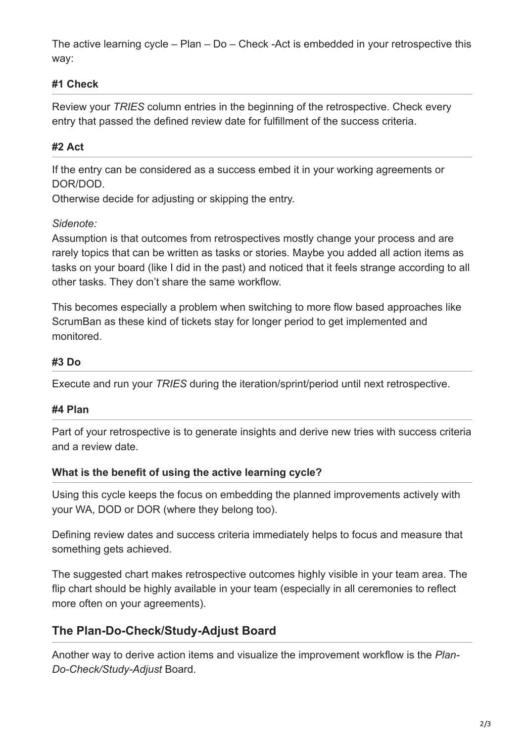The active learning cycle – Plan – Do – Check -Act is embedded in your retrospective this way:

#### #1 Check

Review your *TRIES* column entries in the beginning of the retrospective. Check every entry that passed the defined review date for fulfillment of the success criteria.

#### #2 Act

If the entry can be considered as a success embed it in your working agreements or DOR/DOD.
Otherwise decide for adjusting or skipping the entry.

*Sidenote:*
Assumption is that outcomes from retrospectives mostly change your process and are rarely topics that can be written as tasks or stories. Maybe you added all action items as tasks on your board (like I did in the past) and noticed that it feels strange according to all other tasks. They don't share the same workflow.

This becomes especially a problem when switching to more flow based approaches like ScrumBan as these kind of tickets stay for longer period to get implemented and monitored.

#### #3 Do

Execute and run your *TRIES* during the iteration/sprint/period until next retrospective.

#### #4 Plan

Part of your retrospective is to generate insights and derive new tries with success criteria and a review date.

#### What is the benefit of using the active learning cycle?

Using this cycle keeps the focus on embedding the planned improvements actively with your WA, DOD or DOR (where they belong too).

Defining review dates and success criteria immediately helps to focus and measure that something gets achieved.

The suggested chart makes retrospective outcomes highly visible in your team area. The flip chart should be highly available in your team (especially in all ceremonies to reflect more often on your agreements).

## The Plan-Do-Check/Study-Adjust Board

Another way to derive action items and visualize the improvement workflow is the *Plan-Do-Check/Study-Adjust* Board.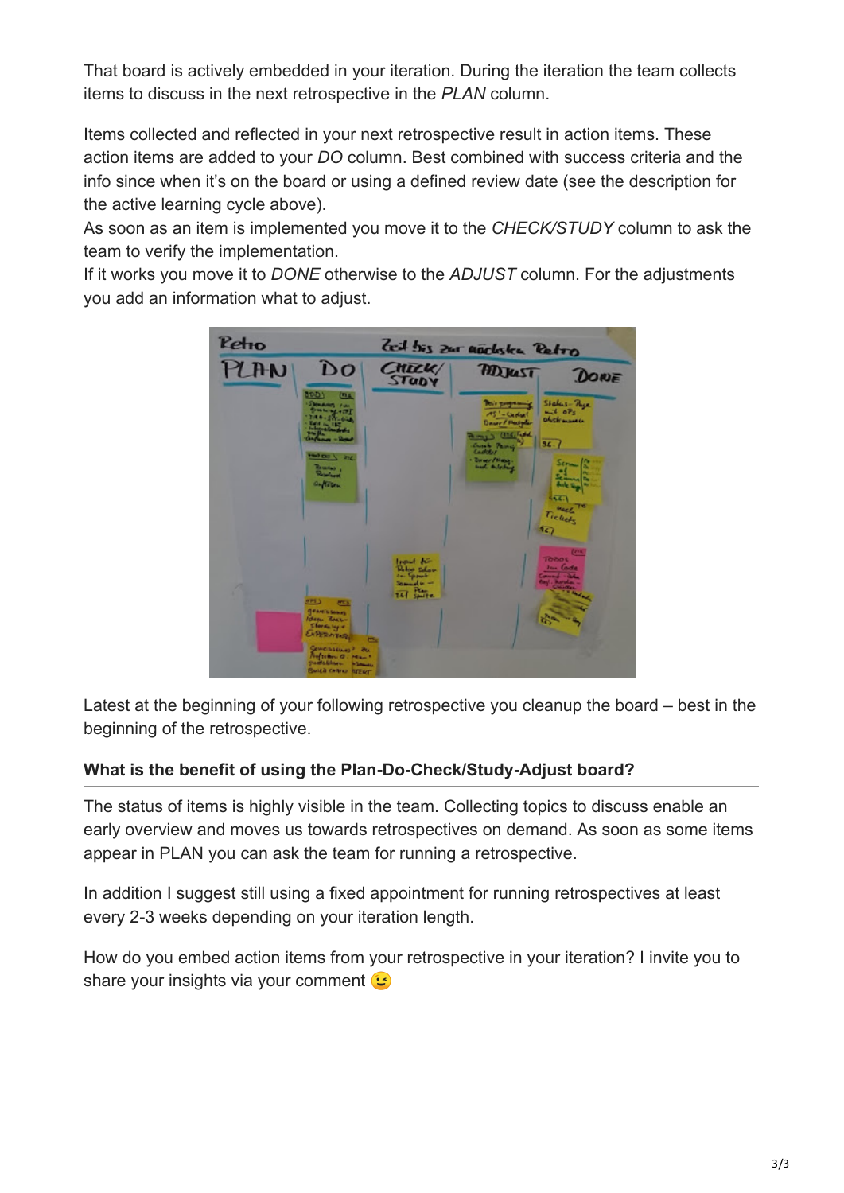That board is actively embedded in your iteration. During the iteration the team collects items to discuss in the next retrospective in the *PLAN* column.

Items collected and reflected in your next retrospective result in action items. These action items are added to your *DO* column. Best combined with success criteria and the info since when it's on the board or using a defined review date (see the description for the active learning cycle above).
As soon as an item is implemented you move it to the *CHECK/STUDY* column to ask the team to verify the implementation.
If it works you move it to *DONE* otherwise to the *ADJUST* column. For the adjustments you add an information what to adjust.

Latest at the beginning of your following retrospective you cleanup the board – best in the beginning of the retrospective.

### What is the benefit of using the Plan-Do-Check/Study-Adjust board?

The status of items is highly visible in the team. Collecting topics to discuss enable an early overview and moves us towards retrospectives on demand. As soon as some items appear in PLAN you can ask the team for running a retrospective.

In addition I suggest still using a fixed appointment for running retrospectives at least every 2-3 weeks depending on your iteration length.

How do you embed action items from your retrospective in your iteration? I invite you to share your insights via your comment 😉